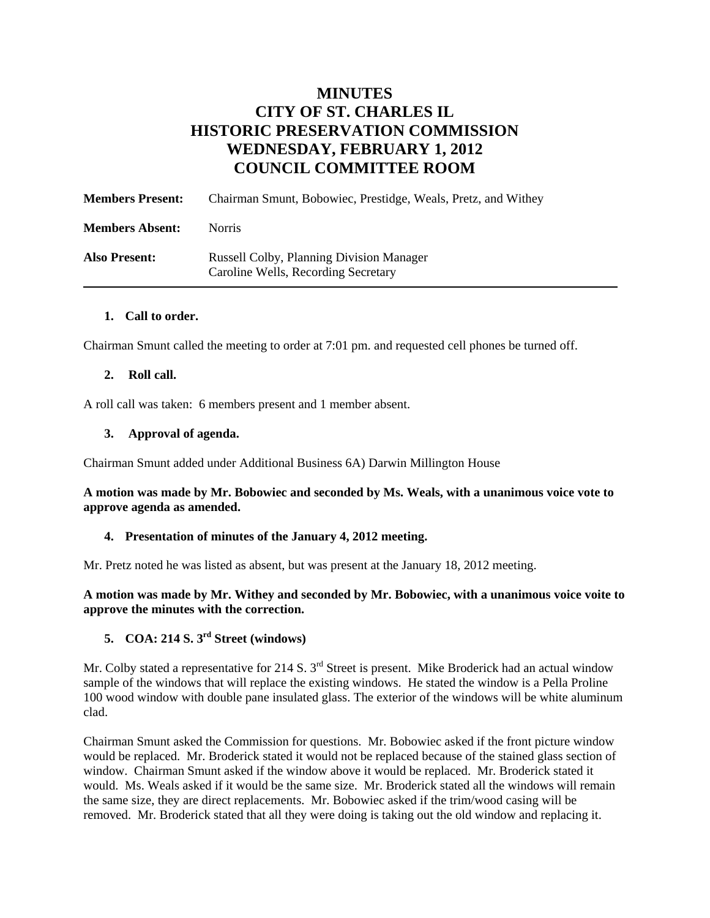# MINUTES
# CITY OF ST. CHARLES IL
# HISTORIC PRESERVATION COMMISSION
# WEDNESDAY, FEBRUARY 1, 2012
# COUNCIL COMMITTEE ROOM

**Members Present:** Chairman Smunt, Bobowiec, Prestidge, Weals, Pretz, and Withey

**Members Absent:** Norris

**Also Present:** Russell Colby, Planning Division Manager
Caroline Wells, Recording Secretary

---

**1. Call to order.**

Chairman Smunt called the meeting to order at 7:01 pm. and requested cell phones be turned off.

**2. Roll call.**

A roll call was taken: 6 members present and 1 member absent.

**3. Approval of agenda.**

Chairman Smunt added under Additional Business 6A) Darwin Millington House

**A motion was made by Mr. Bobowiec and seconded by Ms. Weals, with a unanimous voice vote to approve agenda as amended.**

**4. Presentation of minutes of the January 4, 2012 meeting.**

Mr. Pretz noted he was listed as absent, but was present at the January 18, 2012 meeting.

**A motion was made by Mr. Withey and seconded by Mr. Bobowiec, with a unanimous voice voite to approve the minutes with the correction.**

**5. COA: 214 S. 3rd Street (windows)**

Mr. Colby stated a representative for 214 S. 3rd Street is present. Mike Broderick had an actual window sample of the windows that will replace the existing windows. He stated the window is a Pella Proline 100 wood window with double pane insulated glass. The exterior of the windows will be white aluminum clad.

Chairman Smunt asked the Commission for questions. Mr. Bobowiec asked if the front picture window would be replaced. Mr. Broderick stated it would not be replaced because of the stained glass section of window. Chairman Smunt asked if the window above it would be replaced. Mr. Broderick stated it would. Ms. Weals asked if it would be the same size. Mr. Broderick stated all the windows will remain the same size, they are direct replacements. Mr. Bobowiec asked if the trim/wood casing will be removed. Mr. Broderick stated that all they were doing is taking out the old window and replacing it.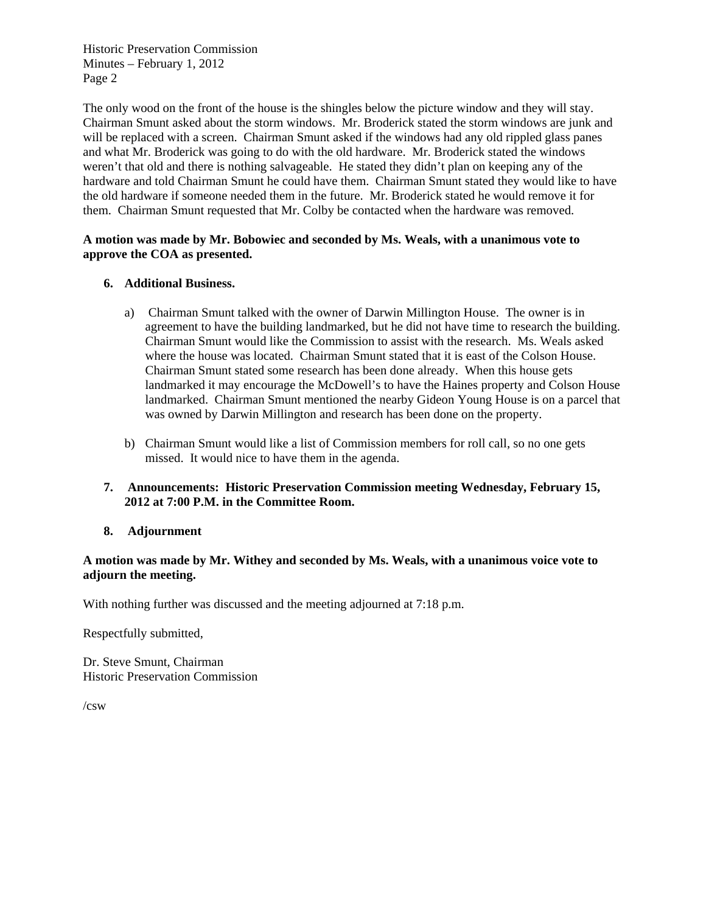The only wood on the front of the house is the shingles below the picture window and they will stay. Chairman Smunt asked about the storm windows. Mr. Broderick stated the storm windows are junk and will be replaced with a screen. Chairman Smunt asked if the windows had any old rippled glass panes and what Mr. Broderick was going to do with the old hardware. Mr. Broderick stated the windows weren't that old and there is nothing salvageable. He stated they didn't plan on keeping any of the hardware and told Chairman Smunt he could have them. Chairman Smunt stated they would like to have the old hardware if someone needed them in the future. Mr. Broderick stated he would remove it for them. Chairman Smunt requested that Mr. Colby be contacted when the hardware was removed.

**A motion was made by Mr. Bobowiec and seconded by Ms. Weals, with a unanimous vote to approve the COA as presented.**

**6. Additional Business.**

a) Chairman Smunt talked with the owner of Darwin Millington House. The owner is in agreement to have the building landmarked, but he did not have time to research the building. Chairman Smunt would like the Commission to assist with the research. Ms. Weals asked where the house was located. Chairman Smunt stated that it is east of the Colson House. Chairman Smunt stated some research has been done already. When this house gets landmarked it may encourage the McDowell's to have the Haines property and Colson House landmarked. Chairman Smunt mentioned the nearby Gideon Young House is on a parcel that was owned by Darwin Millington and research has been done on the property.

b) Chairman Smunt would like a list of Commission members for roll call, so no one gets missed. It would nice to have them in the agenda.

**7. Announcements: Historic Preservation Commission meeting Wednesday, February 15, 2012 at 7:00 P.M. in the Committee Room.**

**8. Adjournment**

**A motion was made by Mr. Withey and seconded by Ms. Weals, with a unanimous voice vote to adjourn the meeting.**

With nothing further was discussed and the meeting adjourned at 7:18 p.m.

Respectfully submitted,

Dr. Steve Smunt, Chairman
Historic Preservation Commission

/csw